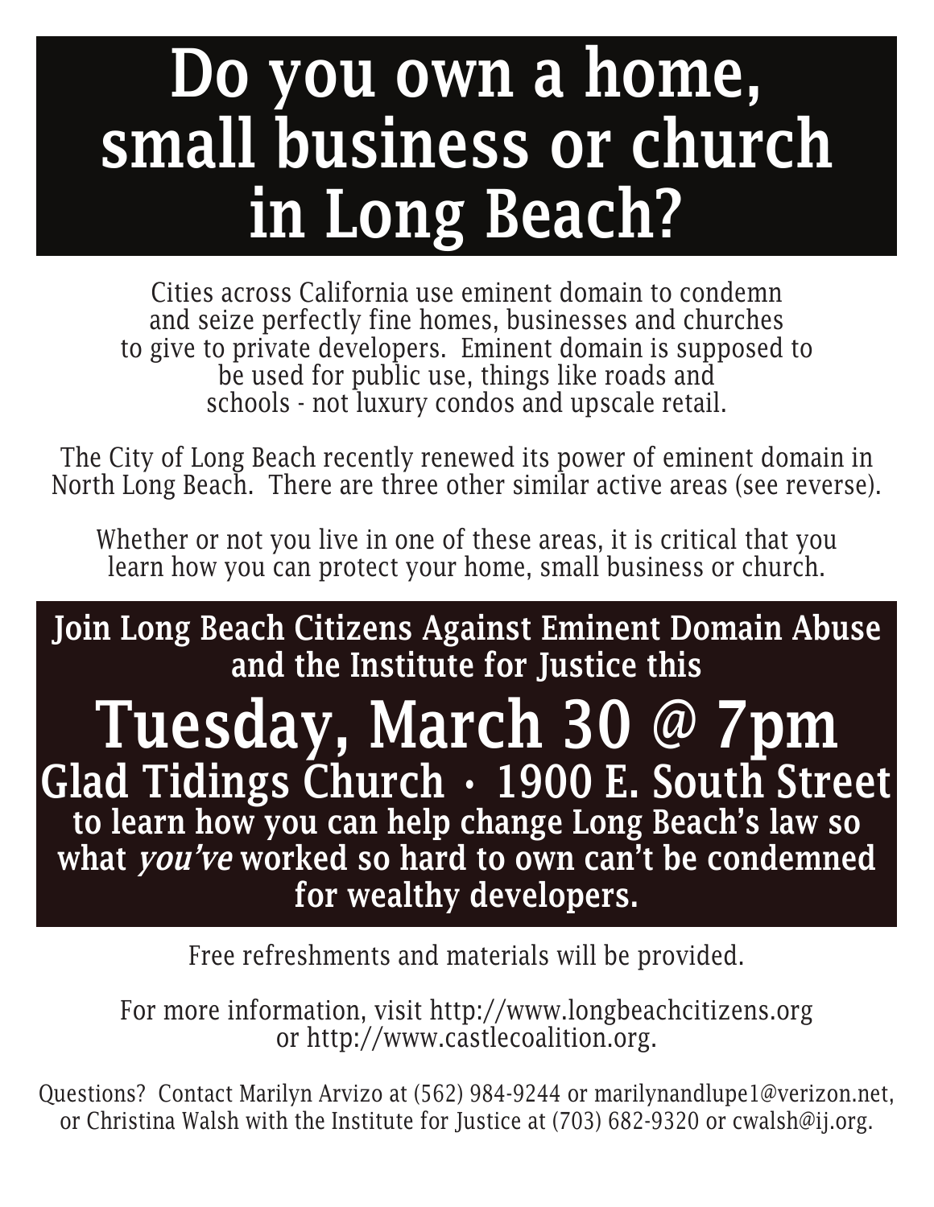# Do you own a home, small business or church in Long Beach?

Cities across California use eminent domain to condemn and seize perfectly fine homes, businesses and churches to give to private developers. Eminent domain is supposed to be used for public use, things like roads and schools - not luxury condos and upscale retail.

The City of Long Beach recently renewed its power of eminent domain in North Long Beach. There are three other similar active areas (see reverse).

Whether or not you live in one of these areas, it is critical that you learn how you can protect your home, small business or church.

**Join Long Beach Citizens Against Eminent Domain Abuse and the Institute for Justice this**

## Tuesday, March 30 @ 7pm

### Glad Tidings Church • 1900 E. South Street

**to learn how you can help change Long Beach's law so what *you've* worked so hard to own can't be condemned for wealthy developers.**

Free refreshments and materials will be provided.

For more information, visit http://www.longbeachcitizens.org or http://www.castlecoalition.org.

Questions? Contact Marilyn Arvizo at (562) 984-9244 or marilynandlupe1@verizon.net, or Christina Walsh with the Institute for Justice at (703) 682-9320 or cwalsh@ij.org.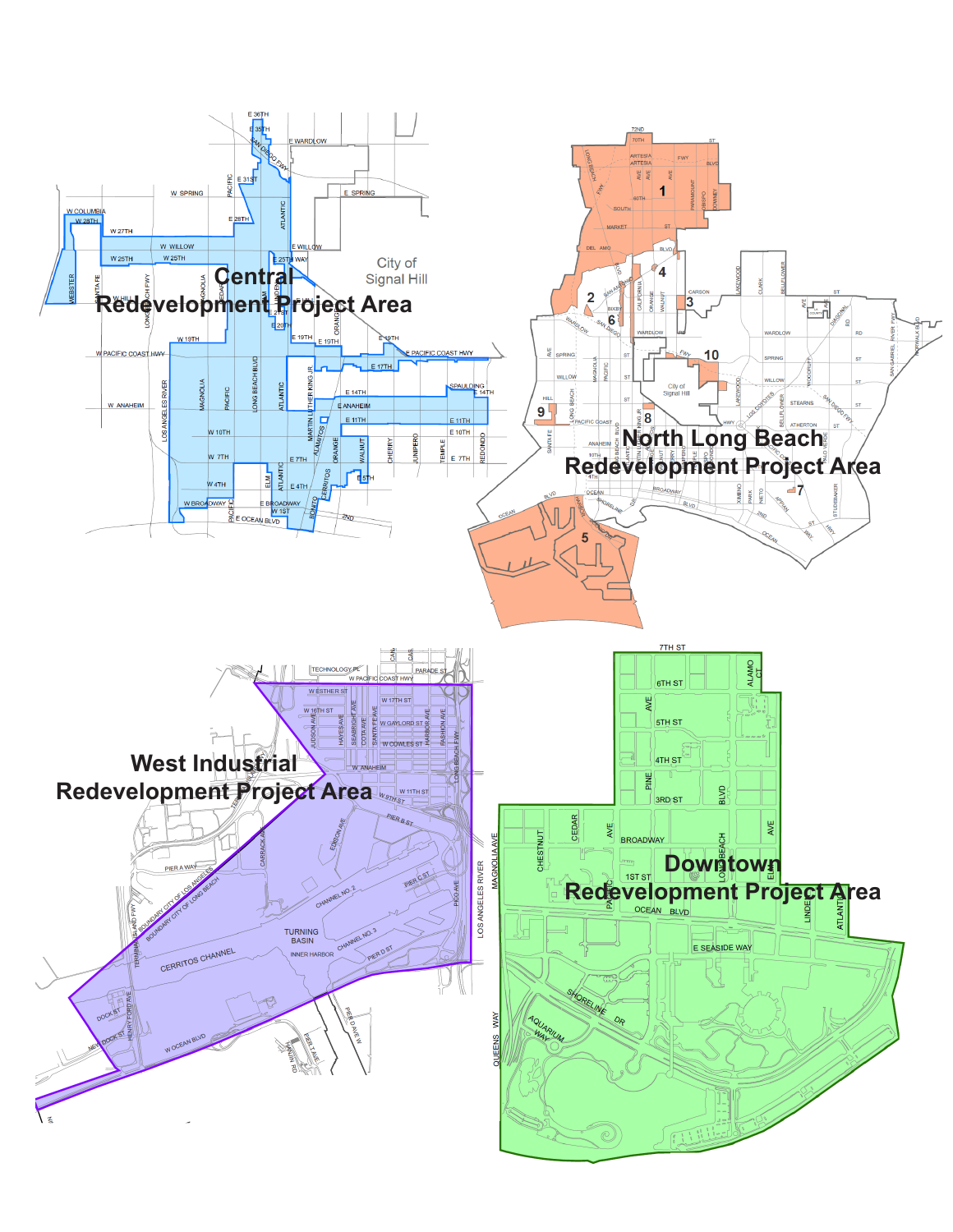Central Redevelopment Project Area

City of Signal Hill

North Long Beach Redevelopment Project Area

West Industrial Redevelopment Project Area

Downtown Redevelopment Project Area